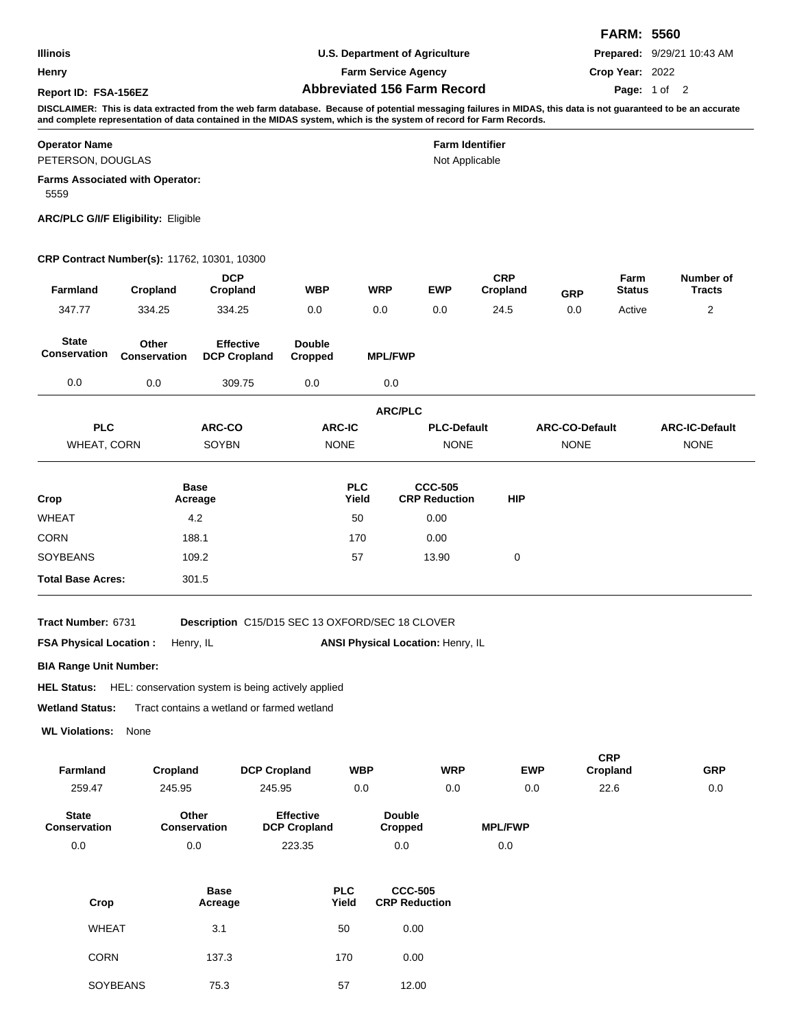**FARM: 5560**

| | | |
|---|---|---|
| Illinois | U.S. Department of Agriculture | **Prepared:** 9/29/21 10:43 AM |
| Henry | Farm Service Agency | **Crop Year:** 2022 |
| **Report ID: FSA-156EZ** | **Abbreviated 156 Farm Record** | |

**DISCLAIMER: This is data extracted from the web farm database. Because of potential messaging failures in MIDAS, this data is not guaranteed to be an accurate and complete representation of data contained in the MIDAS system, which is the system of record for Farm Records.**

**Operator Name**
PETERSON, DOUGLAS

**Farm Identifier**
Not Applicable

**Farms Associated with Operator:**
5559

**ARC/PLC G/I/F Eligibility:** Eligible

**CRP Contract Number(s):** 11762, 10301, 10300

| Farmland | Cropland | DCP Cropland | WBP | WRP | EWP | CRP Cropland | GRP | Farm Status | Number of Tracts |
|---|---|---|---|---|---|---|---|---|---|
| 347.77 | 334.25 | 334.25 | 0.0 | 0.0 | 0.0 | 24.5 | 0.0 | Active | 2 |

| State Conservation | Other Conservation | Effective DCP Cropland | Double Cropped | MPL/FWP |
|---|---|---|---|---|
| 0.0 | 0.0 | 309.75 | 0.0 | 0.0 |

**ARC/PLC**

| PLC | ARC-CO | ARC-IC | PLC-Default | ARC-CO-Default | ARC-IC-Default |
|---|---|---|---|---|---|
| WHEAT, CORN | SOYBN | NONE | NONE | NONE | NONE |

| Crop | Base Acreage | PLC Yield | CCC-505 CRP Reduction | HIP |
|---|---|---|---|---|
| WHEAT | 4.2 | 50 | 0.00 | |
| CORN | 188.1 | 170 | 0.00 | |
| SOYBEANS | 109.2 | 57 | 13.90 | 0 |
| **Total Base Acres:** | 301.5 | | | |

**Tract Number:** 6731 **Description** C15/D15 SEC 13 OXFORD/SEC 18 CLOVER

**FSA Physical Location :** Henry, IL **ANSI Physical Location:** Henry, IL

**BIA Range Unit Number:**

**HEL Status:** HEL: conservation system is being actively applied

**Wetland Status:** Tract contains a wetland or farmed wetland

**WL Violations:** None

| Farmland | Cropland | DCP Cropland | WBP | WRP | EWP | CRP Cropland | GRP |
|---|---|---|---|---|---|---|---|
| 259.47 | 245.95 | 245.95 | 0.0 | 0.0 | 0.0 | 22.6 | 0.0 |

| State Conservation | Other Conservation | Effective DCP Cropland | Double Cropped | MPL/FWP |
|---|---|---|---|---|
| 0.0 | 0.0 | 223.35 | 0.0 | 0.0 |

| Crop | Base Acreage | PLC Yield | CCC-505 CRP Reduction |
|---|---|---|---|
| WHEAT | 3.1 | 50 | 0.00 |
| CORN | 137.3 | 170 | 0.00 |
| SOYBEANS | 75.3 | 57 | 12.00 |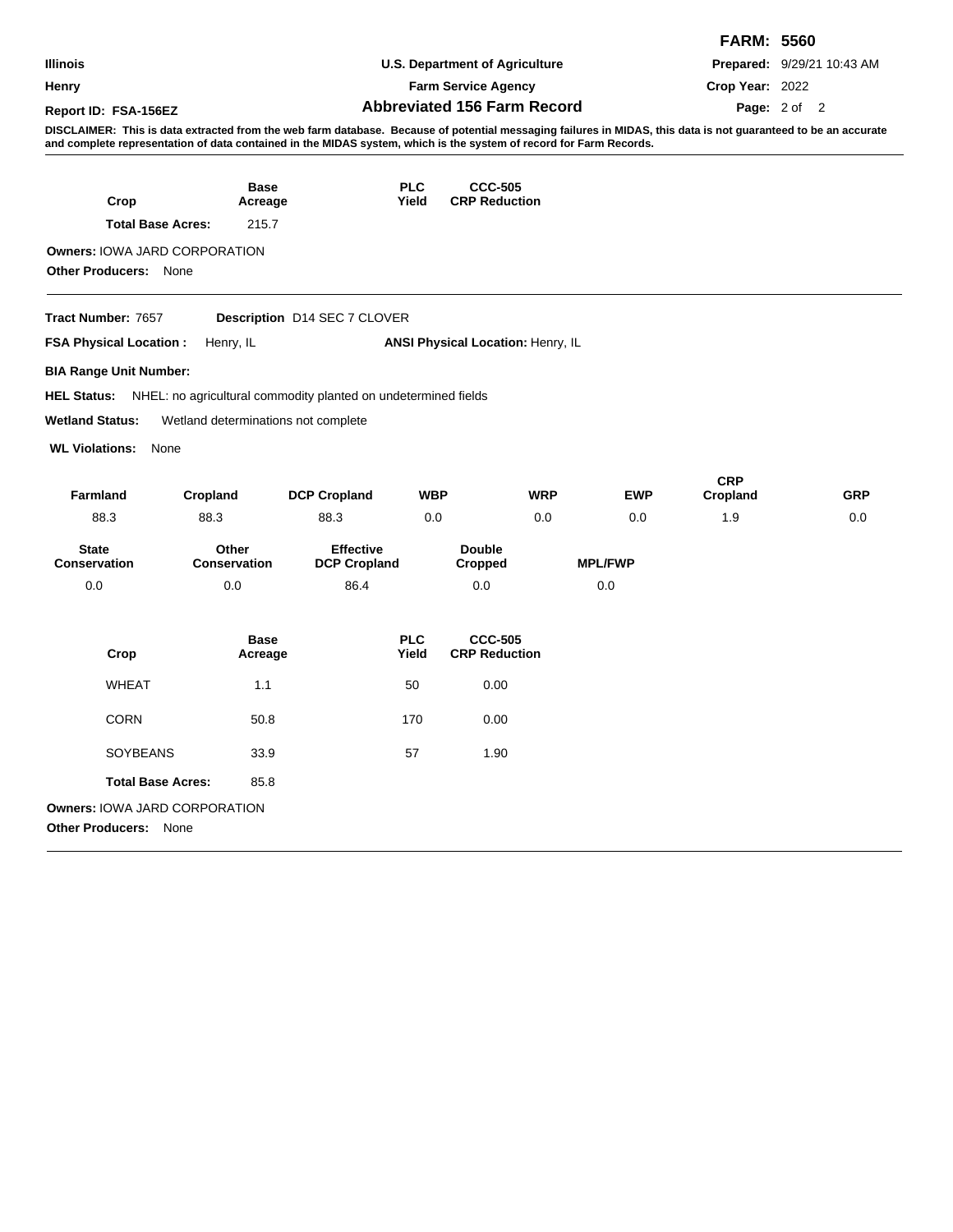**FARM: 5560**

| | | |
|---|---|---|
| **Illinois** | **U.S. Department of Agriculture** | **Prepared:** 9/29/21 10:43 AM |
| **Henry** | **Farm Service Agency** | **Crop Year:** 2022 |
| **Report ID: FSA-156EZ** | **Abbreviated 156 Farm Record** | |

**DISCLAIMER: This is data extracted from the web farm database. Because of potential messaging failures in MIDAS, this data is not guaranteed to be an accurate and complete representation of data contained in the MIDAS system, which is the system of record for Farm Records.**

| Crop | Base Acreage | PLC Yield | CCC-505 CRP Reduction |
|---|---|---|---|
| **Total Base Acres:** | 215.7 | | |

**Owners:** IOWA JARD CORPORATION

**Other Producers:** None

---

**Tract Number:** 7657 **Description** D14 SEC 7 CLOVER

**FSA Physical Location :** Henry, IL **ANSI Physical Location:** Henry, IL

**BIA Range Unit Number:**

**HEL Status:** NHEL: no agricultural commodity planted on undetermined fields

**Wetland Status:** Wetland determinations not complete

**WL Violations:** None

| Farmland | Cropland | DCP Cropland | WBP | WRP | EWP | CRP Cropland | GRP |
|---|---|---|---|---|---|---|---|
| 88.3 | 88.3 | 88.3 | 0.0 | 0.0 | 0.0 | 1.9 | 0.0 |

| State Conservation | Other Conservation | Effective DCP Cropland | Double Cropped | MPL/FWP |
|---|---|---|---|---|
| 0.0 | 0.0 | 86.4 | 0.0 | 0.0 |

| Crop | Base Acreage | PLC Yield | CCC-505 CRP Reduction |
|---|---|---|---|
| WHEAT | 1.1 | 50 | 0.00 |
| CORN | 50.8 | 170 | 0.00 |
| SOYBEANS | 33.9 | 57 | 1.90 |
| **Total Base Acres:** | 85.8 | | |

**Owners:** IOWA JARD CORPORATION

**Other Producers:** None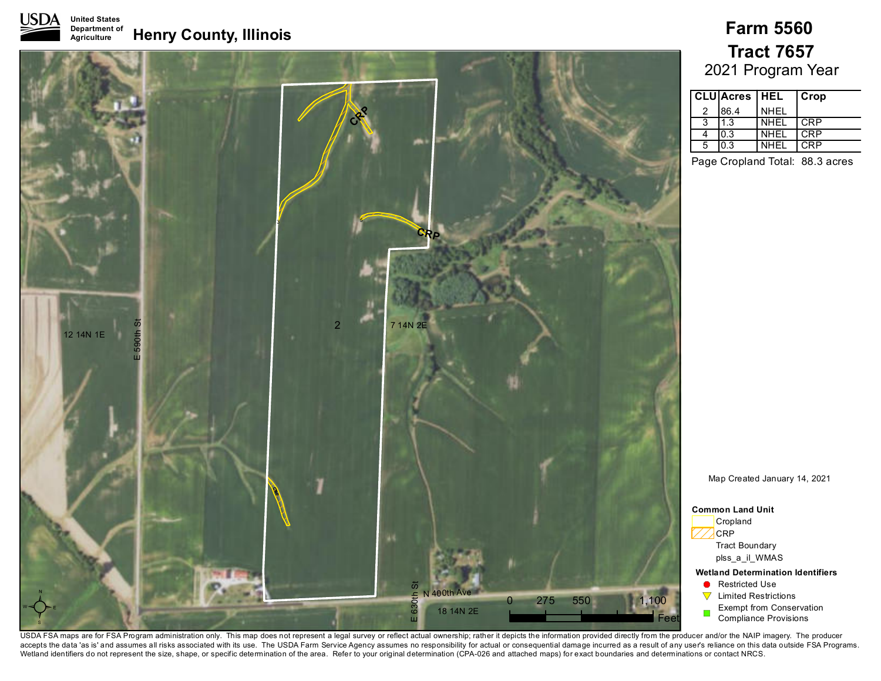USDA United States Department of Agriculture

# Henry County, Illinois

# Farm 5560

# Tract 7657

2021 Program Year

| CLU | Acres | HEL | Crop |
|---|---|---|---|
| 2 | 86.4 | NHEL | |
| 3 | 1.3 | NHEL | CRP |
| 4 | 0.3 | NHEL | CRP |
| 5 | 0.3 | NHEL | CRP |

Page Cropland Total: 88.3 acres

Map Created January 14, 2021

**Common Land Unit**

- Cropland
- CRP
- Tract Boundary
- plss_a_il_WMAS

**Wetland Determination Identifiers**

- Restricted Use
- Limited Restrictions
- Exempt from Conservation Compliance Provisions

CRP

CRP

2

12 14N 1E

7 14N 2E

18 14N 2E

E 590th St

E 630th St

N 400th Ave

0 275 550 1,100 Feet

USDA FSA maps are for FSA Program administration only. This map does not represent a legal survey or reflect actual ownership; rather it depicts the information provided directly from the producer and/or the NAIP imagery. The producer accepts the data 'as is' and assumes all risks associated with its use. The USDA Farm Service Agency assumes no responsibility for actual or consequential damage incurred as a result of any user's reliance on this data outside FSA Programs. Wetland identifiers do not represent the size, shape, or specific determination of the area. Refer to your original determination (CPA-026 and attached maps) for exact boundaries and determinations or contact NRCS.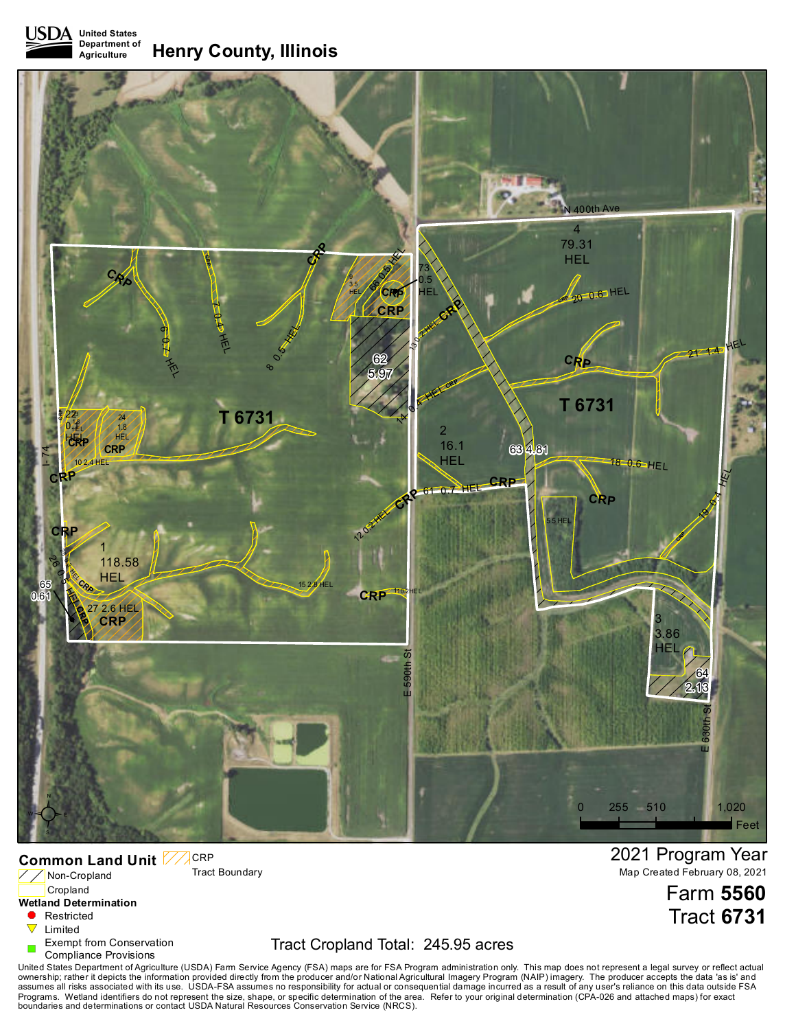**USDA** United States Department of Agriculture

# Henry County, Illinois

**Common Land Unit**

- Non-Cropland
- Cropland
- CRP
- Tract Boundary

**Wetland Determination**

- Restricted
- Limited
- Exempt from Conservation Compliance Provisions

Tract Cropland Total: 245.95 acres

2021 Program Year

Map Created February 08, 2021

Farm **5560**

Tract **6731**

United States Department of Agriculture (USDA) Farm Service Agency (FSA) maps are for FSA Program administration only. This map does not represent a legal survey or reflect actual ownership; rather it depicts the information provided directly from the producer and/or National Agricultural Imagery Program (NAIP) imagery. The producer accepts the data 'as is' and assumes all risks associated with its use. USDA-FSA assumes no responsibility for actual or consequential damage incurred as a result of any user's reliance on this data outside FSA Programs. Wetland identifiers do not represent the size, shape, or specific determination of the area. Refer to your original determination (CPA-026 and attached maps) for exact boundaries and determinations or contact USDA Natural Resources Conservation Service (NRCS).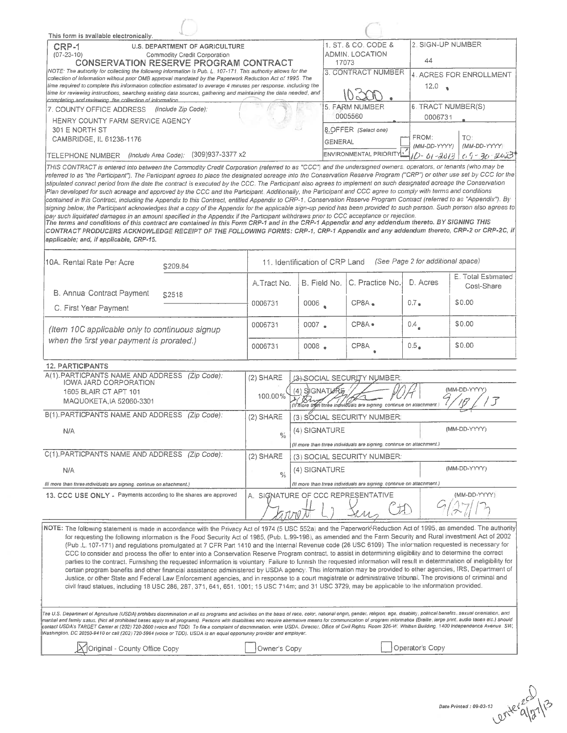This form is available electronically.

| **CRP-1** (07-23-10) U.S. DEPARTMENT OF AGRICULTURE Commodity Credit Corporation **CONSERVATION RESERVE PROGRAM CONTRACT** | 1. ST. & CO. CODE & ADMIN. LOCATION 17073 | 2. SIGN-UP NUMBER 44 |
|---|---|---|
| NOTE: The authority for collecting the following information is Pub. L. 107-171. This authority allows for the collection of information without prior OMB approval mandated by the Paperwork Reduction Act of 1995. The time required to complete this information collection estimated to average 4 minutes per response, including the time for reviewing instructions, searching existing data sources, gathering and maintaining the data needed, and completing and reviewing the collection of information. | 3. CONTRACT NUMBER 10300 | 4. ACRES FOR ENROLLMENT 12.0 |
| 7. COUNTY OFFICE ADDRESS (Include Zip Code): HENRY COUNTY FARM SERVICE AGENCY 301 E NORTH ST CAMBRIDGE, IL 61238-1176 | 5. FARM NUMBER 0005560 | 6. TRACT NUMBER(S) 0006731 |
| TELEPHONE NUMBER (Include Area Code): (309)937-3377 x2 | 8. OFFER (Select one) GENERAL [ ] ENVIRONMENTAL PRIORITY [✓] | FROM: (MM-DD-YYYY) 10-01-2013 TO: (MM-DD-YYYY) 09-30-2023 |

THIS CONTRACT is entered into between the Commodity Credit Corporation (referred to as "CCC") and the undersigned owners, operators, or tenants (who may be referred to as "the Participant"). The Participant agrees to place the designated acreage into the Conservation Reserve Program ("CRP") or other use set by CCC for the stipulated contract period from the date the contract is executed by the CCC. The Participant also agrees to implement on such designated acreage the Conservation Plan developed for such acreage and approved by the CCC and the Participant. Additionally, the Participant and CCC agree to comply with terms and conditions contained in this Contract, including the Appendix to this Contract, entitled Appendix to CRP-1, Conservation Reserve Program Contract (referred to as "Appendix"). By signing below, the Participant acknowledges that a copy of the Appendix for the applicable sign-up period has been provided to such person. Such person also agrees to pay such liquidated damages in an amount specified in the Appendix if the Participant withdraws prior to CCC acceptance or rejection.
***The terms and conditions of this contract are contained in this Form CRP-1 and in the CRP-1 Appendix and any addendum thereto. BY SIGNING THIS CONTRACT PRODUCERS ACKNOWLEDGE RECEIPT OF THE FOLLOWING FORMS: CRP-1, CRP-1 Appendix and any addendum thereto, CRP-2 or CRP-2C, if applicable; and, if applicable, CRP-15.***

| 10A. Rental Rate Per Acre | $209.84 | 11. Identification of CRP Land (See Page 2 for additional space) | | | | |
|---|---|---|---|---|---|---|
| | | A. Tract No. | B. Field No. | C. Practice No. | D. Acres | E. Total Estimated Cost-Share |
| B. Annual Contract Payment | $2518 | 0006731 | 0006 | CP8A | 0.7 | $0.00 |
| C. First Year Payment | | 0006731 | 0007 | CP8A | 0.4 | $0.00 |
| (Item 10C applicable only to continuous signup when the first year payment is prorated.) | | 0006731 | 0008 | CP8A | 0.5 | $0.00 |

**12. PARTICIPANTS**

| A(1). PARTICPANTS NAME AND ADDRESS (Zip Code): | (2) SHARE | (3) SOCIAL SECURITY NUMBER: | |
|---|---|---|---|
| IOWA JARD CORPORATION 1605 BLAIR CT APT 101 MAQUOKETA, IA 52060-3301 | 100.00% | (4) SIGNATURE [signature] POA | (MM-DD-YYYY) 9/18/13 |
| B(1). PARTICPANTS NAME AND ADDRESS (Zip Code): | (2) SHARE | (3) SOCIAL SECURITY NUMBER: | |
| N/A | % | (4) SIGNATURE | (MM-DD-YYYY) |
| C(1). PARTICPANTS NAME AND ADDRESS (Zip Code): | (2) SHARE | (3) SOCIAL SECURITY NUMBER: | |
| N/A | % | (4) SIGNATURE | (MM-DD-YYYY) |

(If more than three individuals are signing, continue on attachment.)

| 13. CCC USE ONLY - Payments according to the shares are approved | A. SIGNATURE OF CCC REPRESENTATIVE | (MM-DD-YYYY) |
|---|---|---|
| | Garrett L. Lenz CED | 9/27/13 |

NOTE: The following statement is made in accordance with the Privacy Act of 1974 (5 USC 552a) and the Paperwork Reduction Act of 1995, as amended. The authority for requesting the following information is the Food Security Act of 1985, (Pub. L.99-198), as amended and the Farm Security and Rural investment Act of 2002 (Pub .L. 107-171) and regulations promulgated at 7 CFR Part 1410 and the Internal Revenue code (26 USC 6109). The information requested is necessary for CCC to consider and process the offer to enter into a Conservation Reserve Program contract, to assist in determining eligibility and to determine the correct parties to the contract. Furnishing the requested information is voluntary. Failure to furnish the requested information will result in determination of ineligibility for certain program benefits and other financial assistance administered by USDA agency. This information may be provided to other agencies, IRS, Department of Justice, or other State and Federal Law Enforcement agencies, and in response to a court magistrate or administrative tribunal. The provisions of criminal and civil fraud statues, including 18 USC 286, 287, 371, 641, 651, 1001; 15 USC 714m; and 31 USC 3729, may be applicable to the information provided.

The U.S. Department of Agriculture (USDA) prohibits discrimination in all its programs and activities on the basis of race, color, national origin, gender, religion, age, disability, political beliefs, sexual orientation, and marital and family status. (Not all prohibited bases apply to all programs). Persons with disabilities who require alternative means for communication of program information (Braille, large print, audio tapes etc.) should contact USDA's TARGET Center at (202) 720-2600 (voice and TDD). To file a complaint of discrimination, write USDA, Director, Office of Civil Rights, Room 326-W, Whitten Building, 1400 Independence Avenue, SW, Washington, DC 20250-9410 or call (202) 720-5964 (voice or TDD). USDA is an equal opportunity provider and employer.

[X] Original - County Office Copy [ ] Owner's Copy [ ] Operator's Copy

Date Printed: 09-03-13

entered 9/27/13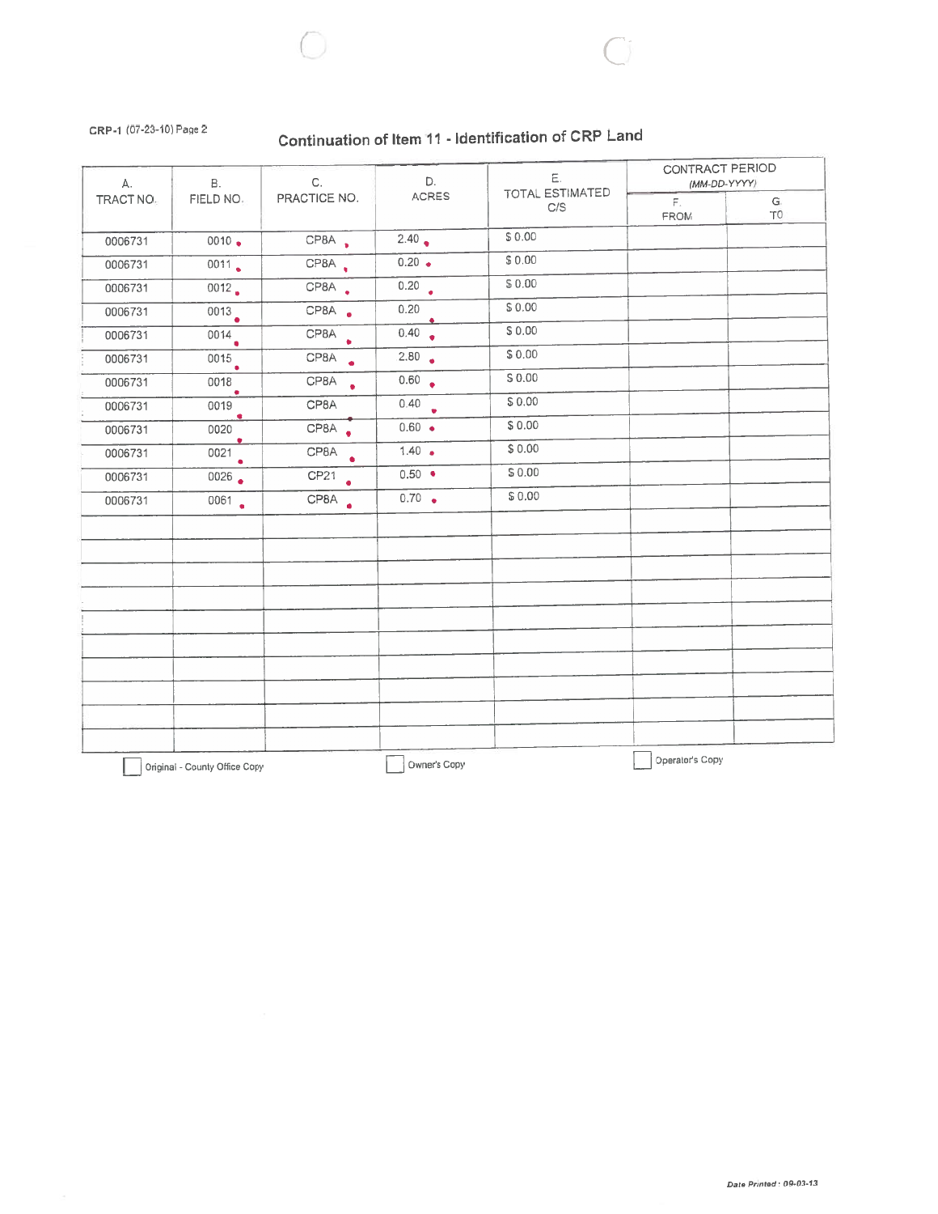CRP-1 (07-23-10) Page 2

## Continuation of Item 11 - Identification of CRP Land

| A. TRACT NO. | B. FIELD NO. | C. PRACTICE NO. | D. ACRES | E. TOTAL ESTIMATED C/S | CONTRACT PERIOD (MM-DD-YYYY) | |
|---|---|---|---|---|---|---|
| | | | | | F. FROM | G. TO |
| 0006731 | 0010 | CP8A | 2.40 | $ 0.00 | | |
| 0006731 | 0011 | CP8A | 0.20 | $ 0.00 | | |
| 0006731 | 0012 | CP8A | 0.20 | $ 0.00 | | |
| 0006731 | 0013 | CP8A | 0.20 | $ 0.00 | | |
| 0006731 | 0014 | CP8A | 0.40 | $ 0.00 | | |
| 0006731 | 0015 | CP8A | 2.80 | $ 0.00 | | |
| 0006731 | 0018 | CP8A | 0.60 | $ 0.00 | | |
| 0006731 | 0019 | CP8A | 0.40 | $ 0.00 | | |
| 0006731 | 0020 | CP8A | 0.60 | $ 0.00 | | |
| 0006731 | 0021 | CP8A | 1.40 | $ 0.00 | | |
| 0006731 | 0026 | CP21 | 0.50 | $ 0.00 | | |
| 0006731 | 0061 | CP8A | 0.70 | $ 0.00 | | |
| | | | | | | |
| | | | | | | |
| | | | | | | |
| | | | | | | |
| | | | | | | |
| | | | | | | |
| | | | | | | |
| | | | | | | |
| | | | | | | |
| | | | | | | |

☐ Original - County Office Copy ☐ Owner's Copy ☐ Operator's Copy

Date Printed: 09-03-13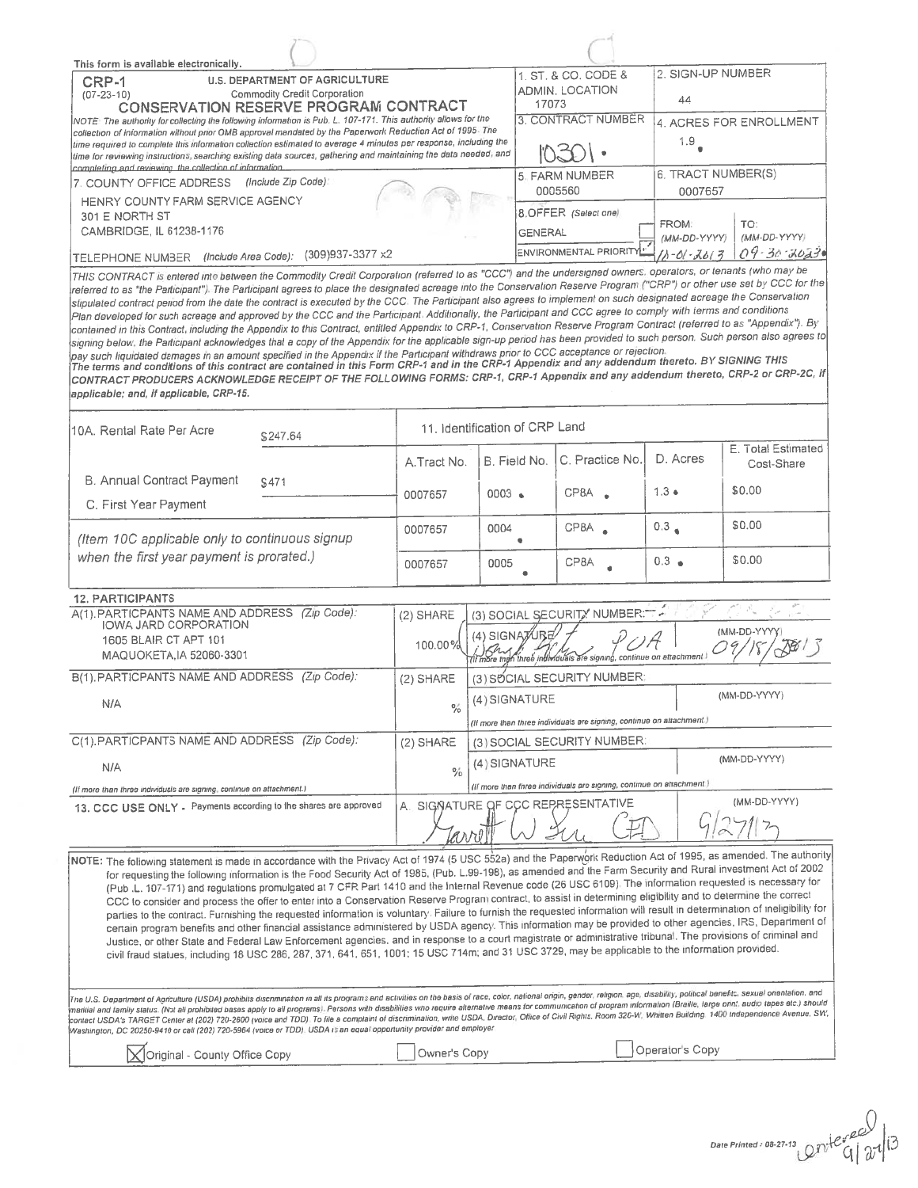This form is available electronically.

**CRP-1** (07-23-10)

**U.S. DEPARTMENT OF AGRICULTURE**
Commodity Credit Corporation

# CONSERVATION RESERVE PROGRAM CONTRACT

NOTE: The authority for collecting the following information is Pub. L. 107-171. This authority allows for the collection of information without prior OMB approval mandated by the Paperwork Reduction Act of 1995. The time required to complete this information collection estimated to average 4 minutes per response, including the time for reviewing instructions, searching existing data sources, gathering and maintaining the data needed, and completing and reviewing the collection of information.

| Field | Value |
|---|---|
| 1. ST. & CO. CODE & ADMIN. LOCATION | 17073 |
| 2. SIGN-UP NUMBER | 44 |
| 3. CONTRACT NUMBER | 10301 |
| 4. ACRES FOR ENROLLMENT | 1.9 |
| 5. FARM NUMBER | 0005560 |
| 6. TRACT NUMBER(S) | 0007657 |
| 8. OFFER (Select one) | GENERAL [ ] ENVIRONMENTAL PRIORITY [✓] |
| FROM: (MM-DD-YYYY) | 10-01-2013 |
| TO: (MM-DD-YYYY) | 09-30-2023 |

7. COUNTY OFFICE ADDRESS (Include Zip Code):
HENRY COUNTY FARM SERVICE AGENCY
301 E NORTH ST
CAMBRIDGE, IL 61238-1176

TELEPHONE NUMBER (Include Area Code): (309)937-3377 x2

THIS CONTRACT is entered into between the Commodity Credit Corporation (referred to as "CCC") and the undersigned owners, operators, or tenants (who may be referred to as "the Participant"). The Participant agrees to place the designated acreage into the Conservation Reserve Program ("CRP") or other use set by CCC for the stipulated contract period from the date the contract is executed by the CCC. The Participant also agrees to implement on such designated acreage the Conservation Plan developed for such acreage and approved by the CCC and the Participant. Additionally, the Participant and CCC agree to comply with terms and conditions contained in this Contract, including the Appendix to this Contract, entitled Appendix to CRP-1, Conservation Reserve Program Contract (referred to as "Appendix"). By signing below, the Participant acknowledges that a copy of the Appendix for the applicable sign-up period has been provided to such person. Such person also agrees to pay such liquidated damages in an amount specified in the Appendix if the Participant withdraws prior to CCC acceptance or rejection. **The terms and conditions of this contract are contained in this Form CRP-1 and in the CRP-1 Appendix and any addendum thereto. BY SIGNING THIS CONTRACT PRODUCERS ACKNOWLEDGE RECEIPT OF THE FOLLOWING FORMS: CRP-1, CRP-1 Appendix and any addendum thereto, CRP-2 or CRP-2C, if applicable; and, if applicable, CRP-15.**

10A. Rental Rate Per Acre: $247.64

B. Annual Contract Payment: $471

C. First Year Payment:

*(Item 10C applicable only to continuous signup when the first year payment is prorated.)*

**11. Identification of CRP Land**

| A. Tract No. | B. Field No. | C. Practice No. | D. Acres | E. Total Estimated Cost-Share |
|---|---|---|---|---|
| 0007657 | 0003 | CP8A | 1.3 | $0.00 |
| 0007657 | 0004 | CP8A | 0.3 | $0.00 |
| 0007657 | 0005 | CP8A | 0.3 | $0.00 |

**12. PARTICIPANTS**

| (1) PARTICIPANTS NAME AND ADDRESS (Zip Code) | (2) SHARE | (3) SOCIAL SECURITY NUMBER / (4) SIGNATURE | (MM-DD-YYYY) |
|---|---|---|---|
| A. IOWA JARD CORPORATION, 1605 BLAIR CT APT 101, MAQUOKETA, IA 52060-3301 | 100.00% | [signature] POA | 09/18/2013 |
| B. N/A | % | | |
| C. N/A | % | | |

(If more than three individuals are signing, continue on attachment.)

**13. CCC USE ONLY** - Payments according to the shares are approved

A. SIGNATURE OF CCC REPRESENTATIVE: [signature] CED — (MM-DD-YYYY) 9/27/13

NOTE: The following statement is made in accordance with the Privacy Act of 1974 (5 USC 552a) and the Paperwork Reduction Act of 1995, as amended. The authority for requesting the following information is the Food Security Act of 1985, (Pub. L.99-198), as amended and the Farm Security and Rural Investment Act of 2002 (Pub .L. 107-171) and regulations promulgated at 7 CFR Part 1410 and the Internal Revenue code (26 USC 6109). The information requested is necessary for CCC to consider and process the offer to enter into a Conservation Reserve Program contract, to assist in determining eligibility and to determine the correct parties to the contract. Furnishing the requested information is voluntary. Failure to furnish the requested information will result in determination of ineligibility for certain program benefits and other financial assistance administered by USDA agency. This information may be provided to other agencies, IRS, Department of Justice, or other State and Federal Law Enforcement agencies, and in response to a court magistrate or administrative tribunal. The provisions of criminal and civil fraud statues, including 18 USC 286, 287, 371, 641, 651, 1001; 15 USC 714m; and 31 USC 3729, may be applicable to the information provided.

The U.S. Department of Agriculture (USDA) prohibits discrimination in all its programs and activities on the basis of race, color, national origin, gender, religion, age, disability, political beliefs, sexual orientation, and marital and family status. (Not all prohibited bases apply to all programs). Persons with disabilities who require alternative means for communication of program information (Braille, large print, audio tapes etc.) should contact USDA's TARGET Center at (202) 720-2600 (voice and TDD). To file a complaint of discrimination, write USDA, Director, Office of Civil Rights, Room 326-W, Whitten Building, 1400 Independence Avenue, SW, Washington, DC 20250-9410 or call (202) 720-5964 (voice or TDD). USDA is an equal opportunity provider and employer.

[X] Original - County Office Copy  [ ] Owner's Copy  [ ] Operator's Copy

Date Printed: 08-27-13 entered 9/27/13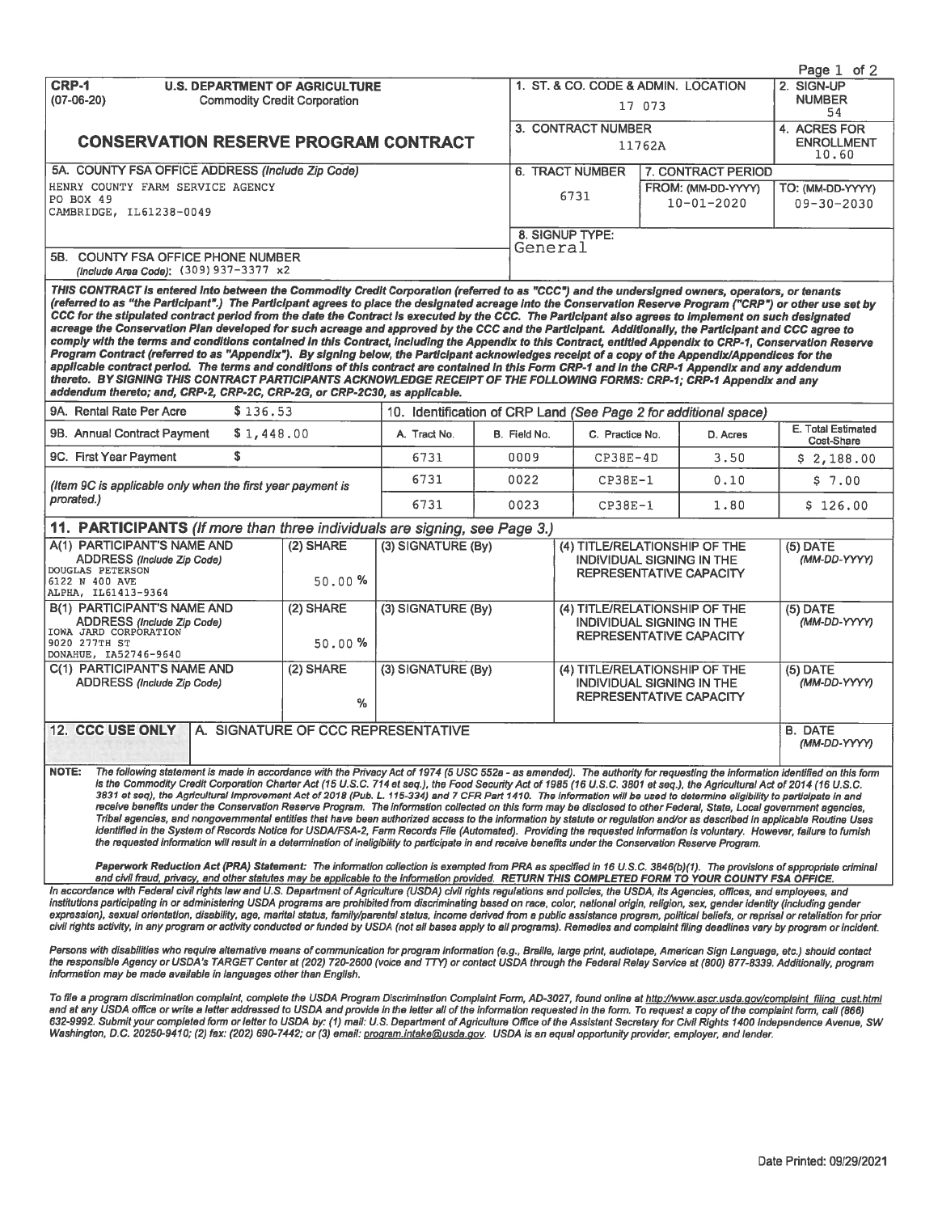| CRP-1 (07-06-20) | U.S. DEPARTMENT OF AGRICULTURE Commodity Credit Corporation | 1. ST. & CO. CODE & ADMIN. LOCATION 17 073 | 2. SIGN-UP NUMBER 54 |
|---|---|---|---|
| **CONSERVATION RESERVE PROGRAM CONTRACT** | | 3. CONTRACT NUMBER 11762A | 4. ACRES FOR ENROLLMENT 10.60 |

| 5A. COUNTY FSA OFFICE ADDRESS (Include Zip Code) | 6. TRACT NUMBER | 7. CONTRACT PERIOD FROM: (MM-DD-YYYY) | TO: (MM-DD-YYYY) |
|---|---|---|---|
| HENRY COUNTY FARM SERVICE AGENCY<br>PO BOX 49<br>CAMBRIDGE, IL61238-0049 | 6731 | 10-01-2020 | 09-30-2030 |
| 5B. COUNTY FSA OFFICE PHONE NUMBER (Include Area Code): (309)937-3377 x2 | 8. SIGNUP TYPE: General | | |

***THIS CONTRACT is entered into between the Commodity Credit Corporation (referred to as "CCC") and the undersigned owners, operators, or tenants (referred to as "the Participant".) The Participant agrees to place the designated acreage into the Conservation Reserve Program ("CRP") or other use set by CCC for the stipulated contract period from the date the Contract is executed by the CCC. The Participant also agrees to implement on such designated acreage the Conservation Plan developed for such acreage and approved by the CCC and the Participant. Additionally, the Participant and CCC agree to comply with the terms and conditions contained in this Contract, including the Appendix to this Contract, entitled Appendix to CRP-1, Conservation Reserve Program Contract (referred to as "Appendix"). By signing below, the Participant acknowledges receipt of a copy of the Appendix/Appendices for the applicable contract period. The terms and conditions of this contract are contained in this Form CRP-1 and in the CRP-1 Appendix and any addendum thereto. BY SIGNING THIS CONTRACT PARTICIPANTS ACKNOWLEDGE RECEIPT OF THE FOLLOWING FORMS: CRP-1; CRP-1 Appendix and any addendum thereto; and, CRP-2, CRP-2C, CRP-2G, or CRP-2C30, as applicable.***

| 9A. Rental Rate Per Acre | $ 136.53 | 10. Identification of CRP Land *(See Page 2 for additional space)* | | | | |
|---|---|---|---|---|---|---|
| 9B. Annual Contract Payment | $ 1,448.00 | A. Tract No. | B. Field No. | C. Practice No. | D. Acres | E. Total Estimated Cost-Share |
| 9C. First Year Payment | $ | 6731 | 0009 | CP38E-4D | 3.50 | $ 2,188.00 |
| *(Item 9C is applicable only when the first year payment is prorated.)* | | 6731 | 0022 | CP38E-1 | 0.10 | $ 7.00 |
| | | 6731 | 0023 | CP38E-1 | 1.80 | $ 126.00 |

## 11. PARTICIPANTS *(If more than three individuals are signing, see Page 3.)*

| (1) PARTICIPANT'S NAME AND ADDRESS (Include Zip Code) | (2) SHARE | (3) SIGNATURE (By) | (4) TITLE/RELATIONSHIP OF THE INDIVIDUAL SIGNING IN THE REPRESENTATIVE CAPACITY | (5) DATE (MM-DD-YYYY) |
|---|---|---|---|---|
| A(1) DOUGLAS PETERSON<br>6122 N 400 AVE<br>ALPHA, IL61413-9364 | 50.00 % | | | |
| B(1) IOWA JARD CORPORATION<br>9020 277TH ST<br>DONAHUE, IA52746-9640 | 50.00 % | | | |
| C(1) | % | | | |

| 12. CCC USE ONLY | A. SIGNATURE OF CCC REPRESENTATIVE | B. DATE (MM-DD-YYYY) |
|---|---|---|
| | | |

**NOTE:** *The following statement is made in accordance with the Privacy Act of 1974 (5 USC 552a - as amended). The authority for requesting the information identified on this form is the Commodity Credit Corporation Charter Act (15 U.S.C. 714 et seq.), the Food Security Act of 1985 (16 U.S.C. 3801 et seq.), the Agricultural Act of 2014 (16 U.S.C. 3831 et seq), the Agricultural Improvement Act of 2018 (Pub. L. 115-334) and 7 CFR Part 1410. The information will be used to determine eligibility to participate in and receive benefits under the Conservation Reserve Program. The information collected on this form may be disclosed to other Federal, State, Local government agencies, Tribal agencies, and nongovernmental entities that have been authorized access to the information by statute or regulation and/or as described in applicable Routine Uses identified in the System of Records Notice for USDA/FSA-2, Farm Records File (Automated). Providing the requested information is voluntary. However, failure to furnish the requested information will result in a determination of ineligibility to participate in and receive benefits under the Conservation Reserve Program.*

*Paperwork Reduction Act (PRA) Statement: The information collection is exempted from PRA as specified in 16 U.S.C. 3846(b)(1). The provisions of appropriate criminal and civil fraud, privacy, and other statutes may be applicable to the information provided.* ***RETURN THIS COMPLETED FORM TO YOUR COUNTY FSA OFFICE.***

*In accordance with Federal civil rights law and U.S. Department of Agriculture (USDA) civil rights regulations and policies, the USDA, its Agencies, offices, and employees, and institutions participating in or administering USDA programs are prohibited from discriminating based on race, color, national origin, religion, sex, gender identity (including gender expression), sexual orientation, disability, age, marital status, family/parental status, income derived from a public assistance program, political beliefs, or reprisal or retaliation for prior civil rights activity, in any program or activity conducted or funded by USDA (not all bases apply to all programs). Remedies and complaint filing deadlines vary by program or incident.*

*Persons with disabilities who require alternative means of communication for program information (e.g., Braille, large print, audiotape, American Sign Language, etc.) should contact the responsible Agency or USDA's TARGET Center at (202) 720-2600 (voice and TTY) or contact USDA through the Federal Relay Service at (800) 877-8339. Additionally, program information may be made available in languages other than English.*

*To file a program discrimination complaint, complete the USDA Program Discrimination Complaint Form, AD-3027, found online at http://www.ascr.usda.gov/complaint_filing_cust.html and at any USDA office or write a letter addressed to USDA and provide in the letter all of the information requested in the form. To request a copy of the complaint form, call (866) 632-9992. Submit your completed form or letter to USDA by: (1) mail: U.S. Department of Agriculture Office of the Assistant Secretary for Civil Rights 1400 Independence Avenue, SW Washington, D.C. 20250-9410; (2) fax: (202) 690-7442; or (3) email: program.intake@usda.gov. USDA is an equal opportunity provider, employer, and lender.*

Date Printed: 09/29/2021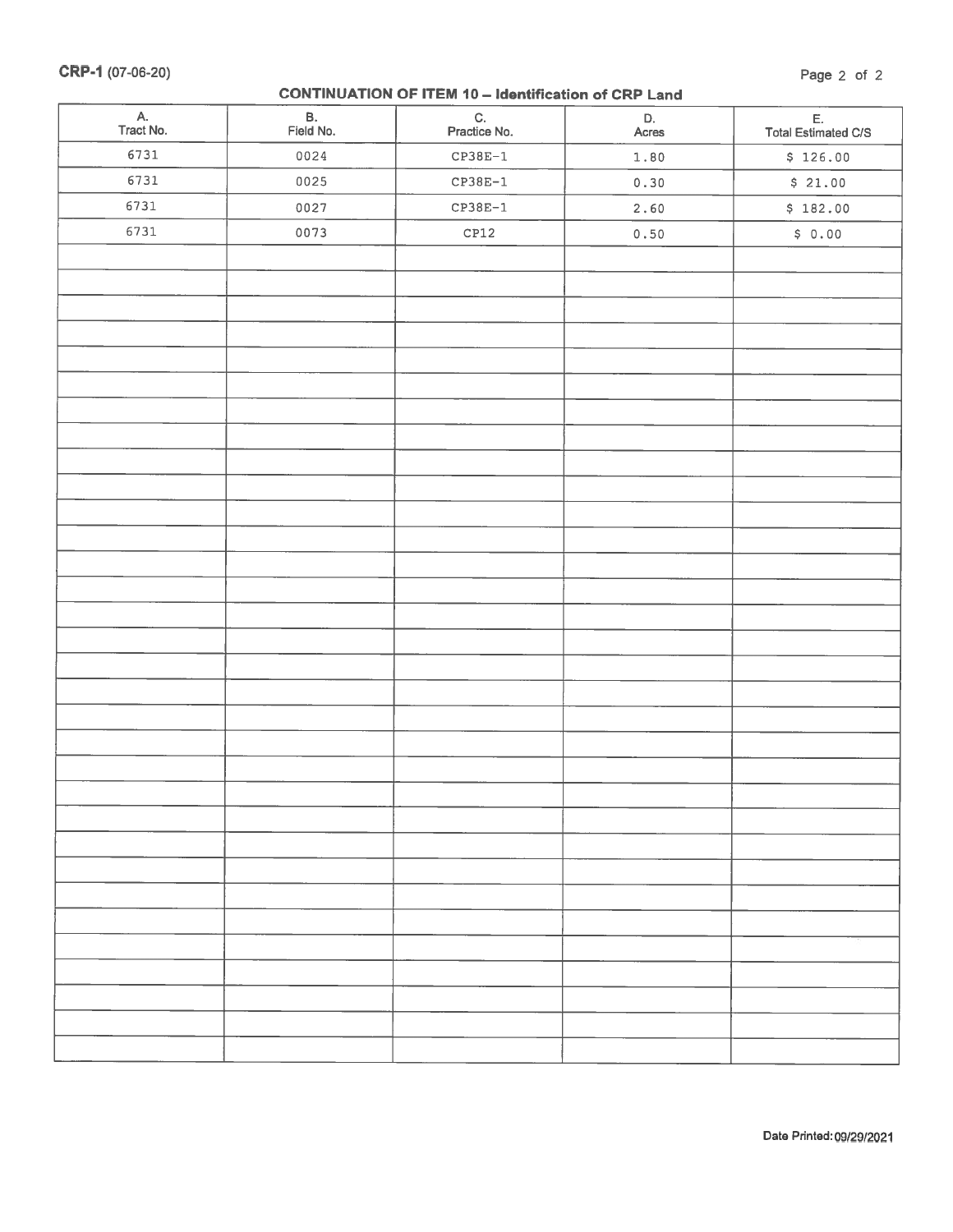**CRP-1** (07-06-20)

### CONTINUATION OF ITEM 10 – Identification of CRP Land

| A. Tract No. | B. Field No. | C. Practice No. | D. Acres | E. Total Estimated C/S |
|---|---|---|---|---|
| 6731 | 0024 | CP38E-1 | 1.80 | $ 126.00 |
| 6731 | 0025 | CP38E-1 | 0.30 | $ 21.00 |
| 6731 | 0027 | CP38E-1 | 2.60 | $ 182.00 |
| 6731 | 0073 | CP12 | 0.50 | $ 0.00 |

Date Printed: 09/29/2021